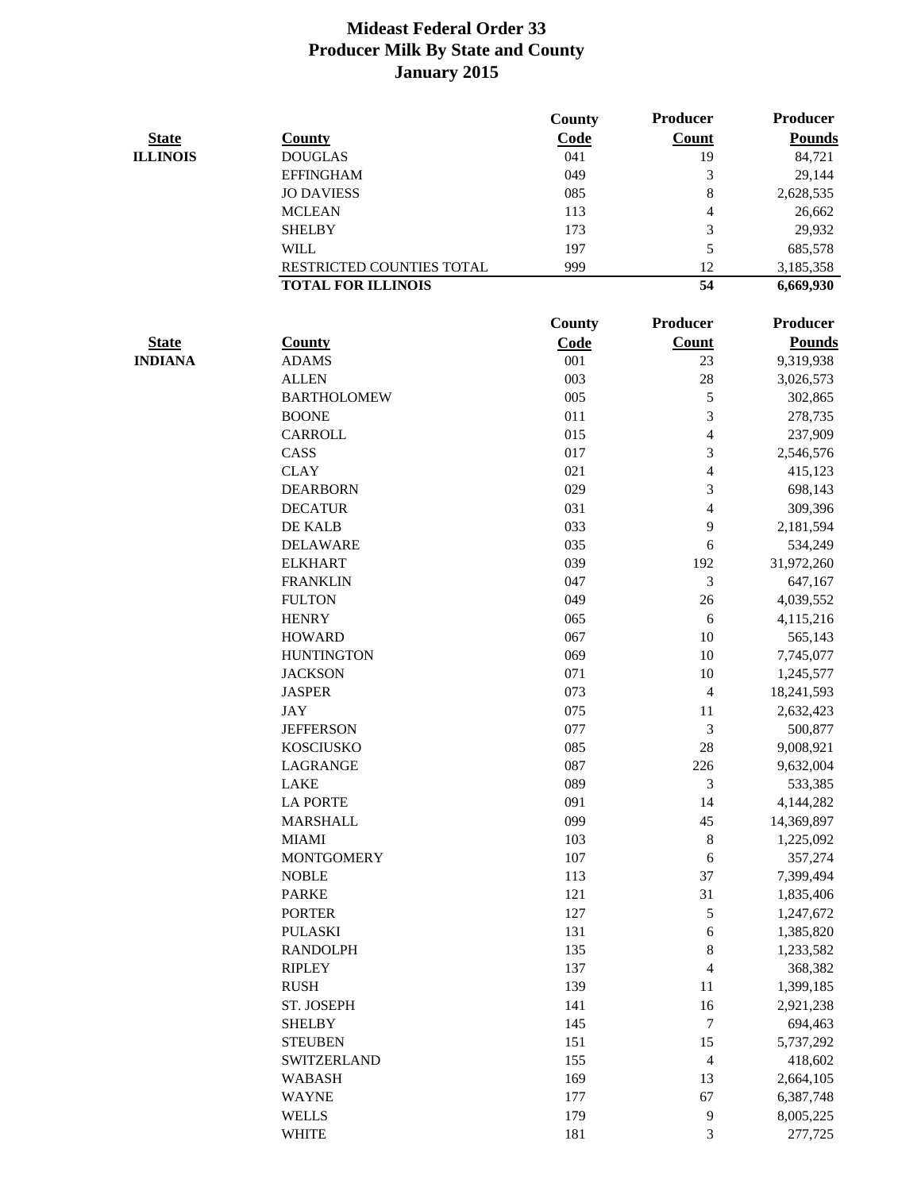# Mideast Federal Order 33
## Producer Milk By State and County
## January 2015

| State | County | County Code | Producer Count | Producer Pounds |
|---|---|---|---|---|
| **ILLINOIS** | DOUGLAS | 041 | 19 | 84,721 |
| | EFFINGHAM | 049 | 3 | 29,144 |
| | JO DAVIESS | 085 | 8 | 2,628,535 |
| | MCLEAN | 113 | 4 | 26,662 |
| | SHELBY | 173 | 3 | 29,932 |
| | WILL | 197 | 5 | 685,578 |
| | RESTRICTED COUNTIES TOTAL | 999 | 12 | 3,185,358 |
| | **TOTAL FOR ILLINOIS** | | **54** | **6,669,930** |

| State | County | County Code | Producer Count | Producer Pounds |
|---|---|---|---|---|
| **INDIANA** | ADAMS | 001 | 23 | 9,319,938 |
| | ALLEN | 003 | 28 | 3,026,573 |
| | BARTHOLOMEW | 005 | 5 | 302,865 |
| | BOONE | 011 | 3 | 278,735 |
| | CARROLL | 015 | 4 | 237,909 |
| | CASS | 017 | 3 | 2,546,576 |
| | CLAY | 021 | 4 | 415,123 |
| | DEARBORN | 029 | 3 | 698,143 |
| | DECATUR | 031 | 4 | 309,396 |
| | DE KALB | 033 | 9 | 2,181,594 |
| | DELAWARE | 035 | 6 | 534,249 |
| | ELKHART | 039 | 192 | 31,972,260 |
| | FRANKLIN | 047 | 3 | 647,167 |
| | FULTON | 049 | 26 | 4,039,552 |
| | HENRY | 065 | 6 | 4,115,216 |
| | HOWARD | 067 | 10 | 565,143 |
| | HUNTINGTON | 069 | 10 | 7,745,077 |
| | JACKSON | 071 | 10 | 1,245,577 |
| | JASPER | 073 | 4 | 18,241,593 |
| | JAY | 075 | 11 | 2,632,423 |
| | JEFFERSON | 077 | 3 | 500,877 |
| | KOSCIUSKO | 085 | 28 | 9,008,921 |
| | LAGRANGE | 087 | 226 | 9,632,004 |
| | LAKE | 089 | 3 | 533,385 |
| | LA PORTE | 091 | 14 | 4,144,282 |
| | MARSHALL | 099 | 45 | 14,369,897 |
| | MIAMI | 103 | 8 | 1,225,092 |
| | MONTGOMERY | 107 | 6 | 357,274 |
| | NOBLE | 113 | 37 | 7,399,494 |
| | PARKE | 121 | 31 | 1,835,406 |
| | PORTER | 127 | 5 | 1,247,672 |
| | PULASKI | 131 | 6 | 1,385,820 |
| | RANDOLPH | 135 | 8 | 1,233,582 |
| | RIPLEY | 137 | 4 | 368,382 |
| | RUSH | 139 | 11 | 1,399,185 |
| | ST. JOSEPH | 141 | 16 | 2,921,238 |
| | SHELBY | 145 | 7 | 694,463 |
| | STEUBEN | 151 | 15 | 5,737,292 |
| | SWITZERLAND | 155 | 4 | 418,602 |
| | WABASH | 169 | 13 | 2,664,105 |
| | WAYNE | 177 | 67 | 6,387,748 |
| | WELLS | 179 | 9 | 8,005,225 |
| | WHITE | 181 | 3 | 277,725 |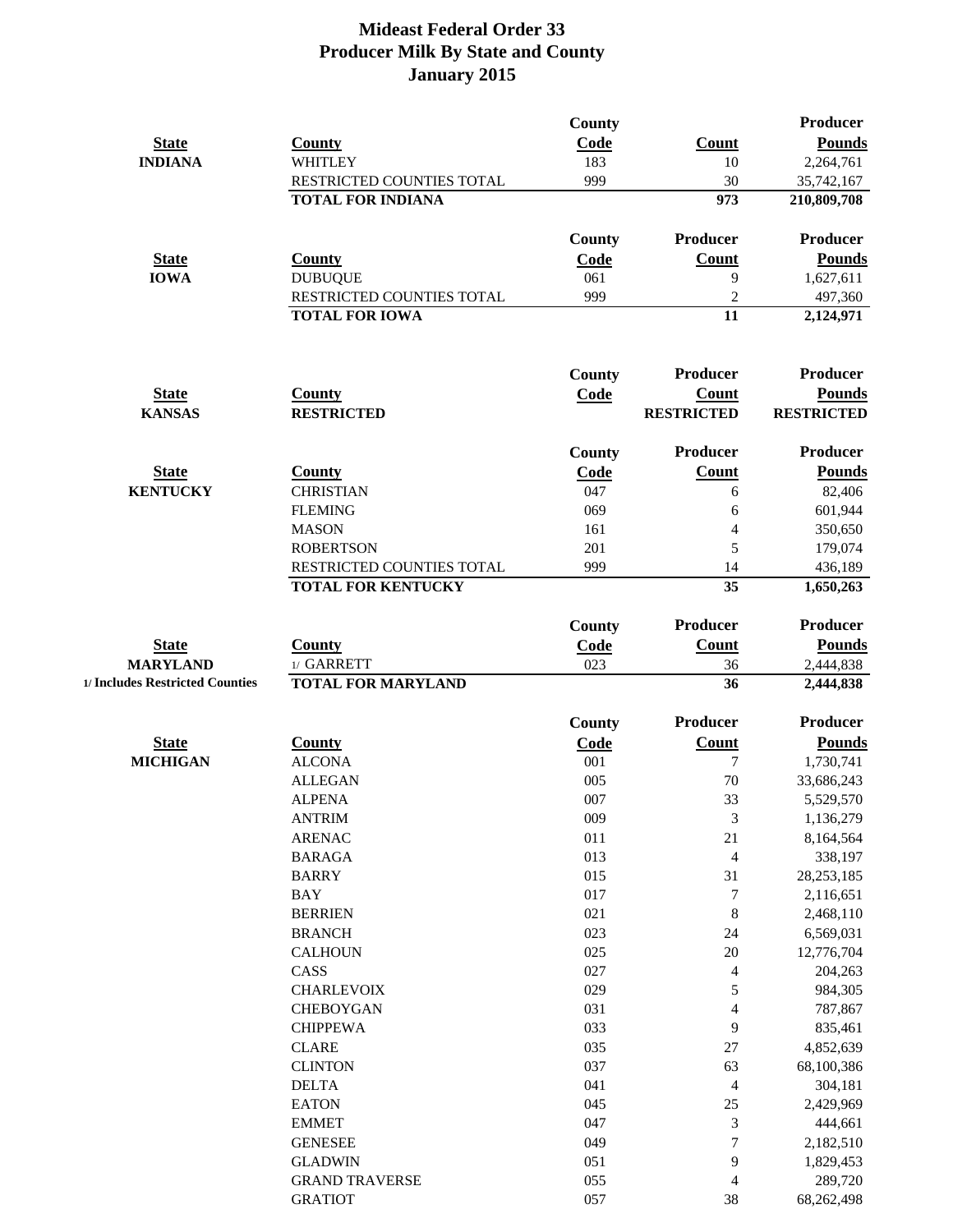# Mideast Federal Order 33
## Producer Milk By State and County
## January 2015

| State | County | County Code | Count | Producer Pounds |
|---|---|---|---|---|
| INDIANA | WHITLEY | 183 | 10 | 2,264,761 |
| | RESTRICTED COUNTIES TOTAL | 999 | 30 | 35,742,167 |
| | **TOTAL FOR INDIANA** | | **973** | **210,809,708** |

| State | County | County Code | Producer Count | Producer Pounds |
|---|---|---|---|---|
| IOWA | DUBUQUE | 061 | 9 | 1,627,611 |
| | RESTRICTED COUNTIES TOTAL | 999 | 2 | 497,360 |
| | **TOTAL FOR IOWA** | | **11** | **2,124,971** |

| State | County | County Code | Producer Count | Producer Pounds |
|---|---|---|---|---|
| KANSAS | **RESTRICTED** | | **RESTRICTED** | **RESTRICTED** |

| State | County | County Code | Producer Count | Producer Pounds |
|---|---|---|---|---|
| KENTUCKY | CHRISTIAN | 047 | 6 | 82,406 |
| | FLEMING | 069 | 6 | 601,944 |
| | MASON | 161 | 4 | 350,650 |
| | ROBERTSON | 201 | 5 | 179,074 |
| | RESTRICTED COUNTIES TOTAL | 999 | 14 | 436,189 |
| | **TOTAL FOR KENTUCKY** | | **35** | **1,650,263** |

| State | County | County Code | Producer Count | Producer Pounds |
|---|---|---|---|---|
| MARYLAND | 1/ GARRETT | 023 | 36 | 2,444,838 |
| 1/ Includes Restricted Counties | **TOTAL FOR MARYLAND** | | **36** | **2,444,838** |

| State | County | County Code | Producer Count | Producer Pounds |
|---|---|---|---|---|
| MICHIGAN | ALCONA | 001 | 7 | 1,730,741 |
| | ALLEGAN | 005 | 70 | 33,686,243 |
| | ALPENA | 007 | 33 | 5,529,570 |
| | ANTRIM | 009 | 3 | 1,136,279 |
| | ARENAC | 011 | 21 | 8,164,564 |
| | BARAGA | 013 | 4 | 338,197 |
| | BARRY | 015 | 31 | 28,253,185 |
| | BAY | 017 | 7 | 2,116,651 |
| | BERRIEN | 021 | 8 | 2,468,110 |
| | BRANCH | 023 | 24 | 6,569,031 |
| | CALHOUN | 025 | 20 | 12,776,704 |
| | CASS | 027 | 4 | 204,263 |
| | CHARLEVOIX | 029 | 5 | 984,305 |
| | CHEBOYGAN | 031 | 4 | 787,867 |
| | CHIPPEWA | 033 | 9 | 835,461 |
| | CLARE | 035 | 27 | 4,852,639 |
| | CLINTON | 037 | 63 | 68,100,386 |
| | DELTA | 041 | 4 | 304,181 |
| | EATON | 045 | 25 | 2,429,969 |
| | EMMET | 047 | 3 | 444,661 |
| | GENESEE | 049 | 7 | 2,182,510 |
| | GLADWIN | 051 | 9 | 1,829,453 |
| | GRAND TRAVERSE | 055 | 4 | 289,720 |
| | GRATIOT | 057 | 38 | 68,262,498 |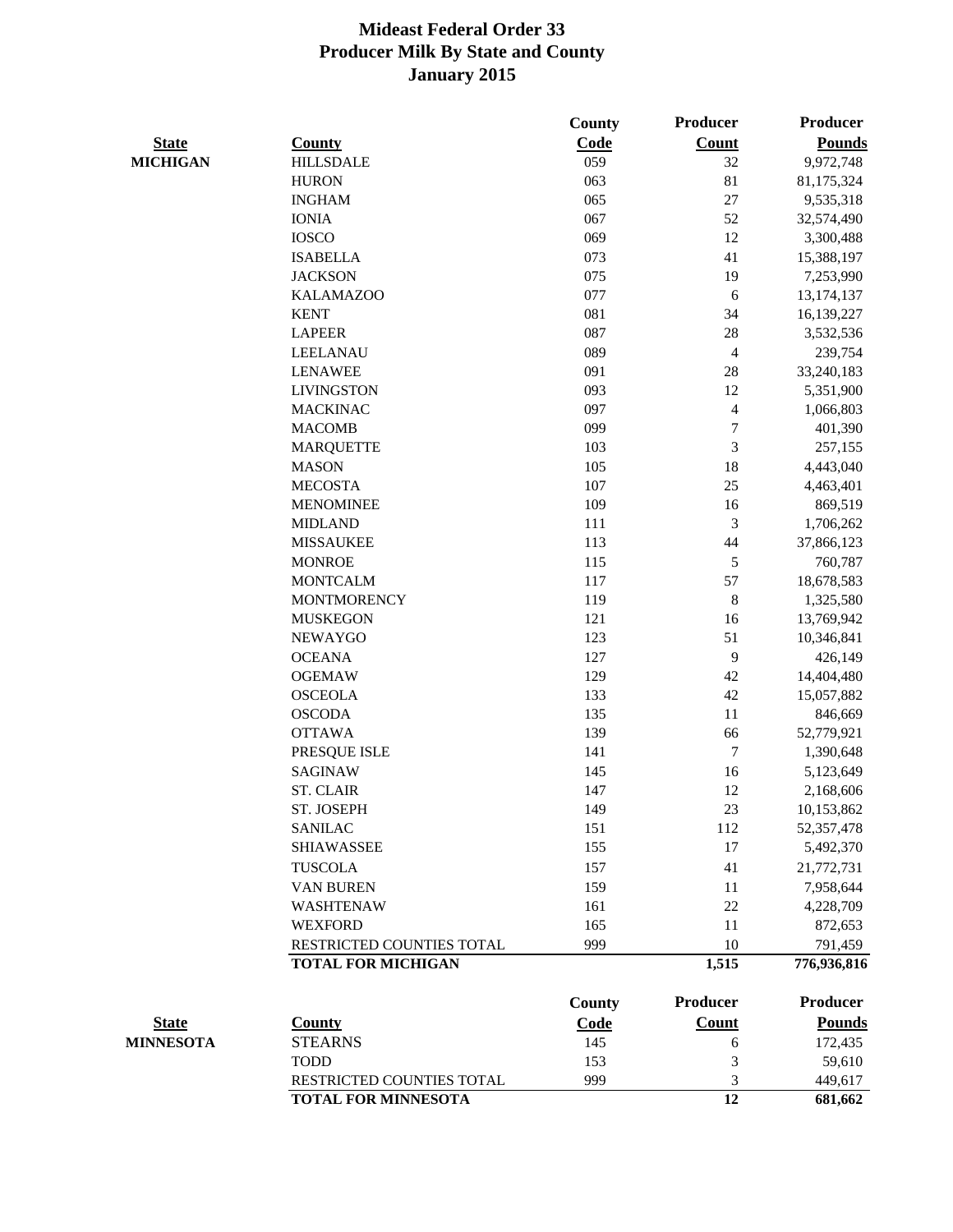# Mideast Federal Order 33
## Producer Milk By State and County
## January 2015

| State | County | County Code | Producer Count | Producer Pounds |
|---|---|---|---|---|
| MICHIGAN | HILLSDALE | 059 | 32 | 9,972,748 |
| | HURON | 063 | 81 | 81,175,324 |
| | INGHAM | 065 | 27 | 9,535,318 |
| | IONIA | 067 | 52 | 32,574,490 |
| | IOSCO | 069 | 12 | 3,300,488 |
| | ISABELLA | 073 | 41 | 15,388,197 |
| | JACKSON | 075 | 19 | 7,253,990 |
| | KALAMAZOO | 077 | 6 | 13,174,137 |
| | KENT | 081 | 34 | 16,139,227 |
| | LAPEER | 087 | 28 | 3,532,536 |
| | LEELANAU | 089 | 4 | 239,754 |
| | LENAWEE | 091 | 28 | 33,240,183 |
| | LIVINGSTON | 093 | 12 | 5,351,900 |
| | MACKINAC | 097 | 4 | 1,066,803 |
| | MACOMB | 099 | 7 | 401,390 |
| | MARQUETTE | 103 | 3 | 257,155 |
| | MASON | 105 | 18 | 4,443,040 |
| | MECOSTA | 107 | 25 | 4,463,401 |
| | MENOMINEE | 109 | 16 | 869,519 |
| | MIDLAND | 111 | 3 | 1,706,262 |
| | MISSAUKEE | 113 | 44 | 37,866,123 |
| | MONROE | 115 | 5 | 760,787 |
| | MONTCALM | 117 | 57 | 18,678,583 |
| | MONTMORENCY | 119 | 8 | 1,325,580 |
| | MUSKEGON | 121 | 16 | 13,769,942 |
| | NEWAYGO | 123 | 51 | 10,346,841 |
| | OCEANA | 127 | 9 | 426,149 |
| | OGEMAW | 129 | 42 | 14,404,480 |
| | OSCEOLA | 133 | 42 | 15,057,882 |
| | OSCODA | 135 | 11 | 846,669 |
| | OTTAWA | 139 | 66 | 52,779,921 |
| | PRESQUE ISLE | 141 | 7 | 1,390,648 |
| | SAGINAW | 145 | 16 | 5,123,649 |
| | ST. CLAIR | 147 | 12 | 2,168,606 |
| | ST. JOSEPH | 149 | 23 | 10,153,862 |
| | SANILAC | 151 | 112 | 52,357,478 |
| | SHIAWASSEE | 155 | 17 | 5,492,370 |
| | TUSCOLA | 157 | 41 | 21,772,731 |
| | VAN BUREN | 159 | 11 | 7,958,644 |
| | WASHTENAW | 161 | 22 | 4,228,709 |
| | WEXFORD | 165 | 11 | 872,653 |
| | RESTRICTED COUNTIES TOTAL | 999 | 10 | 791,459 |
| | **TOTAL FOR MICHIGAN** | | **1,515** | **776,936,816** |

| State | County | County Code | Producer Count | Producer Pounds |
|---|---|---|---|---|
| MINNESOTA | STEARNS | 145 | 6 | 172,435 |
| | TODD | 153 | 3 | 59,610 |
| | RESTRICTED COUNTIES TOTAL | 999 | 3 | 449,617 |
| | **TOTAL FOR MINNESOTA** | | **12** | **681,662** |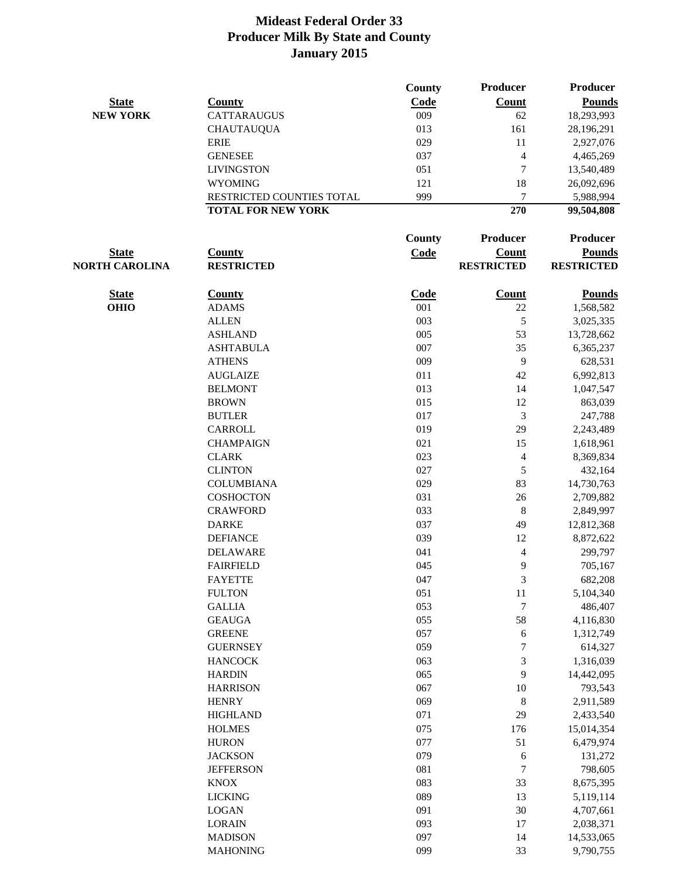# Mideast Federal Order 33
## Producer Milk By State and County
## January 2015

| State | County | County Code | Producer Count | Producer Pounds |
|---|---|---|---|---|
| NEW YORK | CATTARAUGUS | 009 | 62 | 18,293,993 |
| | CHAUTAUQUA | 013 | 161 | 28,196,291 |
| | ERIE | 029 | 11 | 2,927,076 |
| | GENESEE | 037 | 4 | 4,465,269 |
| | LIVINGSTON | 051 | 7 | 13,540,489 |
| | WYOMING | 121 | 18 | 26,092,696 |
| | RESTRICTED COUNTIES TOTAL | 999 | 7 | 5,988,994 |
| | **TOTAL FOR NEW YORK** | | **270** | **99,504,808** |

| State | County | County Code | Producer Count | Producer Pounds |
|---|---|---|---|---|
| NORTH CAROLINA | RESTRICTED | | RESTRICTED | RESTRICTED |

| State | County | Code | Count | Pounds |
|---|---|---|---|---|
| OHIO | ADAMS | 001 | 22 | 1,568,582 |
| | ALLEN | 003 | 5 | 3,025,335 |
| | ASHLAND | 005 | 53 | 13,728,662 |
| | ASHTABULA | 007 | 35 | 6,365,237 |
| | ATHENS | 009 | 9 | 628,531 |
| | AUGLAIZE | 011 | 42 | 6,992,813 |
| | BELMONT | 013 | 14 | 1,047,547 |
| | BROWN | 015 | 12 | 863,039 |
| | BUTLER | 017 | 3 | 247,788 |
| | CARROLL | 019 | 29 | 2,243,489 |
| | CHAMPAIGN | 021 | 15 | 1,618,961 |
| | CLARK | 023 | 4 | 8,369,834 |
| | CLINTON | 027 | 5 | 432,164 |
| | COLUMBIANA | 029 | 83 | 14,730,763 |
| | COSHOCTON | 031 | 26 | 2,709,882 |
| | CRAWFORD | 033 | 8 | 2,849,997 |
| | DARKE | 037 | 49 | 12,812,368 |
| | DEFIANCE | 039 | 12 | 8,872,622 |
| | DELAWARE | 041 | 4 | 299,797 |
| | FAIRFIELD | 045 | 9 | 705,167 |
| | FAYETTE | 047 | 3 | 682,208 |
| | FULTON | 051 | 11 | 5,104,340 |
| | GALLIA | 053 | 7 | 486,407 |
| | GEAUGA | 055 | 58 | 4,116,830 |
| | GREENE | 057 | 6 | 1,312,749 |
| | GUERNSEY | 059 | 7 | 614,327 |
| | HANCOCK | 063 | 3 | 1,316,039 |
| | HARDIN | 065 | 9 | 14,442,095 |
| | HARRISON | 067 | 10 | 793,543 |
| | HENRY | 069 | 8 | 2,911,589 |
| | HIGHLAND | 071 | 29 | 2,433,540 |
| | HOLMES | 075 | 176 | 15,014,354 |
| | HURON | 077 | 51 | 6,479,974 |
| | JACKSON | 079 | 6 | 131,272 |
| | JEFFERSON | 081 | 7 | 798,605 |
| | KNOX | 083 | 33 | 8,675,395 |
| | LICKING | 089 | 13 | 5,119,114 |
| | LOGAN | 091 | 30 | 4,707,661 |
| | LORAIN | 093 | 17 | 2,038,371 |
| | MADISON | 097 | 14 | 14,533,065 |
| | MAHONING | 099 | 33 | 9,790,755 |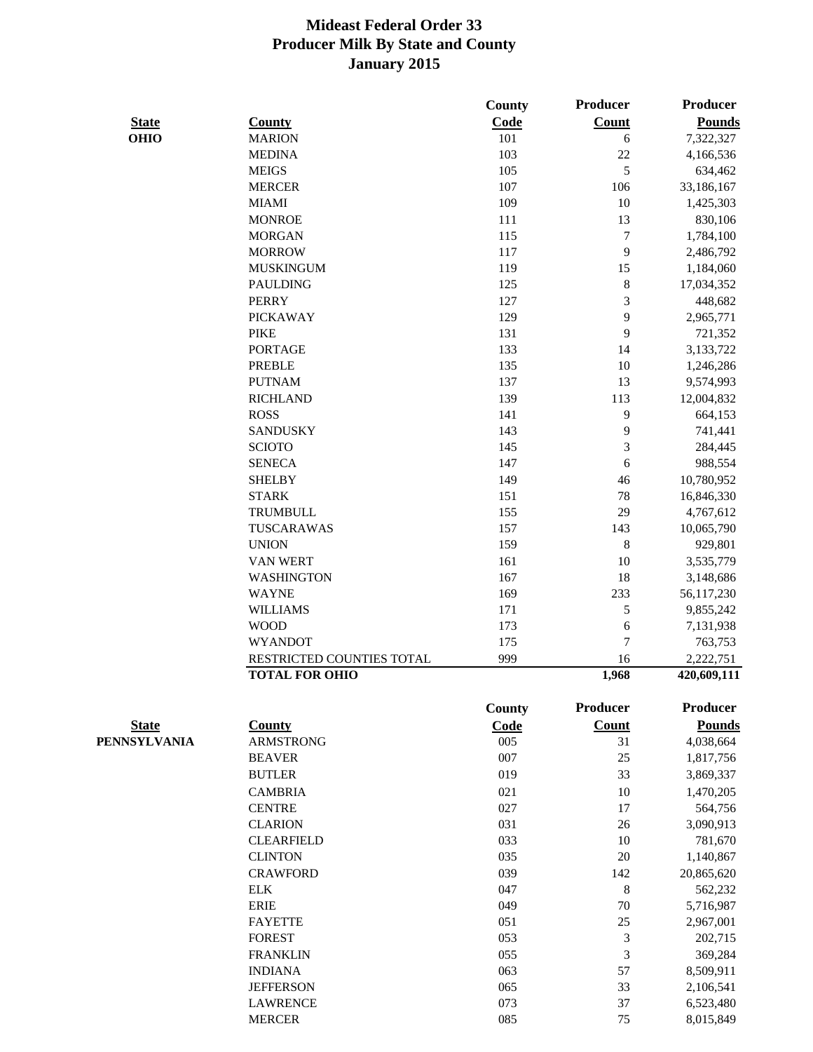# Mideast Federal Order 33
## Producer Milk By State and County
## January 2015

| State | County | County Code | Producer Count | Producer Pounds |
|---|---|---|---|---|
| OHIO | MARION | 101 | 6 | 7,322,327 |
| | MEDINA | 103 | 22 | 4,166,536 |
| | MEIGS | 105 | 5 | 634,462 |
| | MERCER | 107 | 106 | 33,186,167 |
| | MIAMI | 109 | 10 | 1,425,303 |
| | MONROE | 111 | 13 | 830,106 |
| | MORGAN | 115 | 7 | 1,784,100 |
| | MORROW | 117 | 9 | 2,486,792 |
| | MUSKINGUM | 119 | 15 | 1,184,060 |
| | PAULDING | 125 | 8 | 17,034,352 |
| | PERRY | 127 | 3 | 448,682 |
| | PICKAWAY | 129 | 9 | 2,965,771 |
| | PIKE | 131 | 9 | 721,352 |
| | PORTAGE | 133 | 14 | 3,133,722 |
| | PREBLE | 135 | 10 | 1,246,286 |
| | PUTNAM | 137 | 13 | 9,574,993 |
| | RICHLAND | 139 | 113 | 12,004,832 |
| | ROSS | 141 | 9 | 664,153 |
| | SANDUSKY | 143 | 9 | 741,441 |
| | SCIOTO | 145 | 3 | 284,445 |
| | SENECA | 147 | 6 | 988,554 |
| | SHELBY | 149 | 46 | 10,780,952 |
| | STARK | 151 | 78 | 16,846,330 |
| | TRUMBULL | 155 | 29 | 4,767,612 |
| | TUSCARAWAS | 157 | 143 | 10,065,790 |
| | UNION | 159 | 8 | 929,801 |
| | VAN WERT | 161 | 10 | 3,535,779 |
| | WASHINGTON | 167 | 18 | 3,148,686 |
| | WAYNE | 169 | 233 | 56,117,230 |
| | WILLIAMS | 171 | 5 | 9,855,242 |
| | WOOD | 173 | 6 | 7,131,938 |
| | WYANDOT | 175 | 7 | 763,753 |
| | RESTRICTED COUNTIES TOTAL | 999 | 16 | 2,222,751 |
| | **TOTAL FOR OHIO** | | **1,968** | **420,609,111** |

| State | County | County Code | Producer Count | Producer Pounds |
|---|---|---|---|---|
| PENNSYLVANIA | ARMSTRONG | 005 | 31 | 4,038,664 |
| | BEAVER | 007 | 25 | 1,817,756 |
| | BUTLER | 019 | 33 | 3,869,337 |
| | CAMBRIA | 021 | 10 | 1,470,205 |
| | CENTRE | 027 | 17 | 564,756 |
| | CLARION | 031 | 26 | 3,090,913 |
| | CLEARFIELD | 033 | 10 | 781,670 |
| | CLINTON | 035 | 20 | 1,140,867 |
| | CRAWFORD | 039 | 142 | 20,865,620 |
| | ELK | 047 | 8 | 562,232 |
| | ERIE | 049 | 70 | 5,716,987 |
| | FAYETTE | 051 | 25 | 2,967,001 |
| | FOREST | 053 | 3 | 202,715 |
| | FRANKLIN | 055 | 3 | 369,284 |
| | INDIANA | 063 | 57 | 8,509,911 |
| | JEFFERSON | 065 | 33 | 2,106,541 |
| | LAWRENCE | 073 | 37 | 6,523,480 |
| | MERCER | 085 | 75 | 8,015,849 |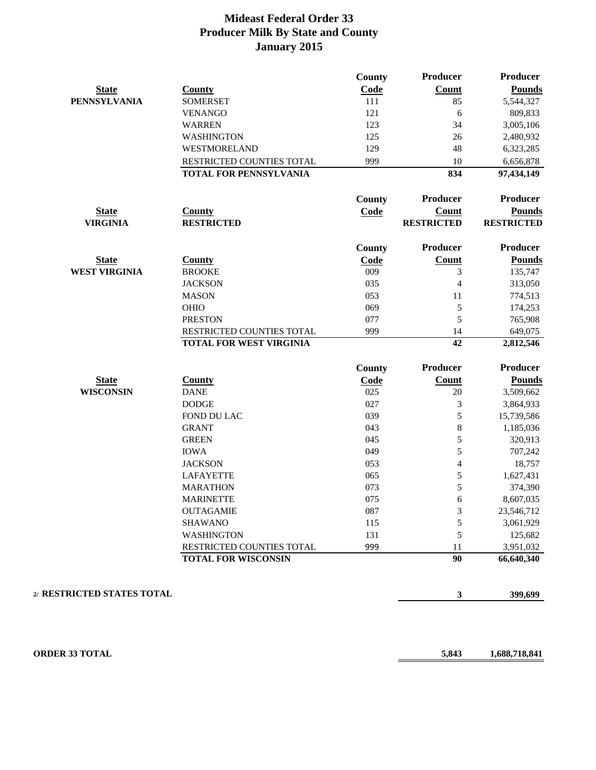# Mideast Federal Order 33
## Producer Milk By State and County
## January 2015

| State | County | County Code | Producer Count | Producer Pounds |
|---|---|---|---|---|
| **PENNSYLVANIA** | SOMERSET | 111 | 85 | 5,544,327 |
| | VENANGO | 121 | 6 | 809,833 |
| | WARREN | 123 | 34 | 3,005,106 |
| | WASHINGTON | 125 | 26 | 2,480,932 |
| | WESTMORELAND | 129 | 48 | 6,323,285 |
| | RESTRICTED COUNTIES TOTAL | 999 | 10 | 6,656,878 |
| | **TOTAL FOR PENNSYLVANIA** | | **834** | **97,434,149** |

| State | County | County Code | Producer Count | Producer Pounds |
|---|---|---|---|---|
| **VIRGINIA** | **RESTRICTED** | | **RESTRICTED** | **RESTRICTED** |

| State | County | County Code | Producer Count | Producer Pounds |
|---|---|---|---|---|
| **WEST VIRGINIA** | BROOKE | 009 | 3 | 135,747 |
| | JACKSON | 035 | 4 | 313,050 |
| | MASON | 053 | 11 | 774,513 |
| | OHIO | 069 | 5 | 174,253 |
| | PRESTON | 077 | 5 | 765,908 |
| | RESTRICTED COUNTIES TOTAL | 999 | 14 | 649,075 |
| | **TOTAL FOR WEST VIRGINIA** | | **42** | **2,812,546** |

| State | County | County Code | Producer Count | Producer Pounds |
|---|---|---|---|---|
| **WISCONSIN** | DANE | 025 | 20 | 3,509,662 |
| | DODGE | 027 | 3 | 3,864,933 |
| | FOND DU LAC | 039 | 5 | 15,739,586 |
| | GRANT | 043 | 8 | 1,185,036 |
| | GREEN | 045 | 5 | 320,913 |
| | IOWA | 049 | 5 | 707,242 |
| | JACKSON | 053 | 4 | 18,757 |
| | LAFAYETTE | 065 | 5 | 1,627,431 |
| | MARATHON | 073 | 5 | 374,390 |
| | MARINETTE | 075 | 6 | 8,607,035 |
| | OUTAGAMIE | 087 | 3 | 23,546,712 |
| | SHAWANO | 115 | 5 | 3,061,929 |
| | WASHINGTON | 131 | 5 | 125,682 |
| | RESTRICTED COUNTIES TOTAL | 999 | 11 | 3,951,032 |
| | **TOTAL FOR WISCONSIN** | | **90** | **66,640,340** |

| | | | | |
|---|---|---|---|---|
| 2/ **RESTRICTED STATES TOTAL** | | | **3** | **399,699** |
| **ORDER 33 TOTAL** | | | **5,843** | **1,688,718,841** |